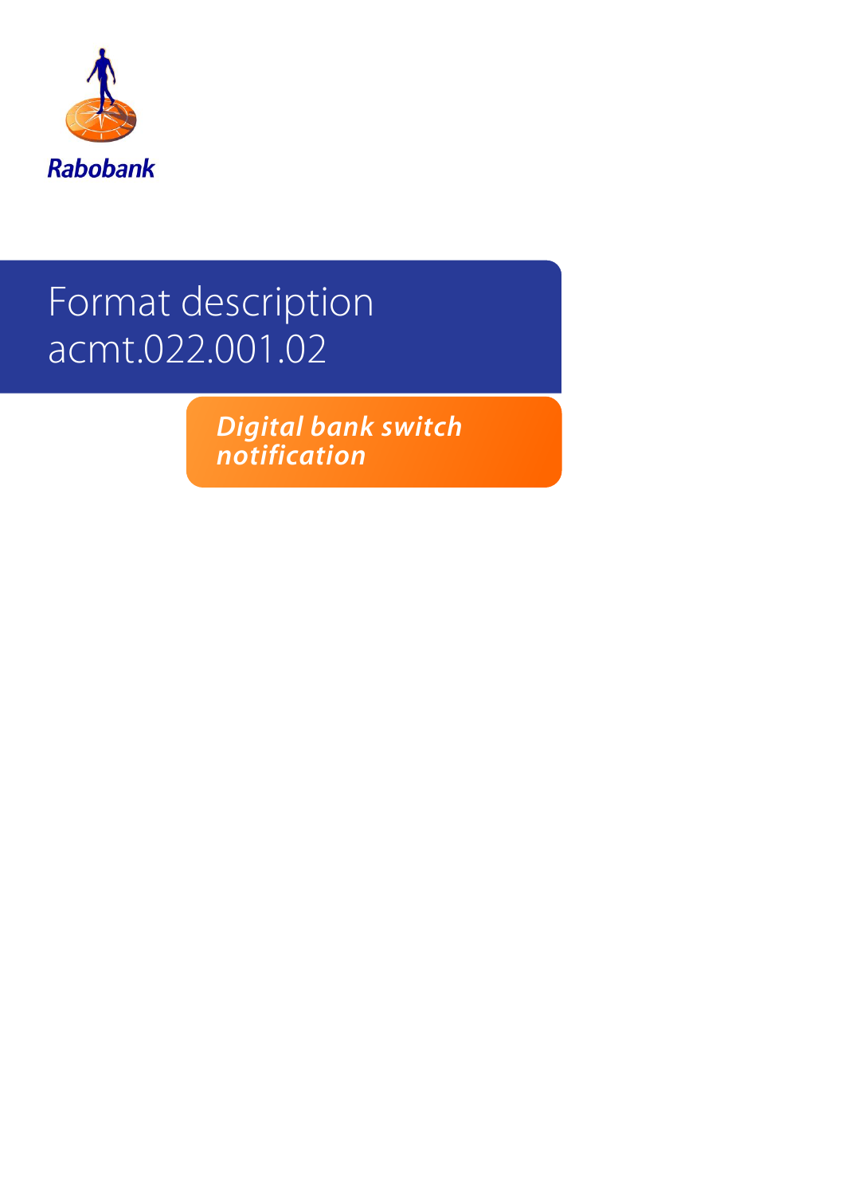Rabobank

# Format description acmt.022.001.02

***Digital bank switch notification***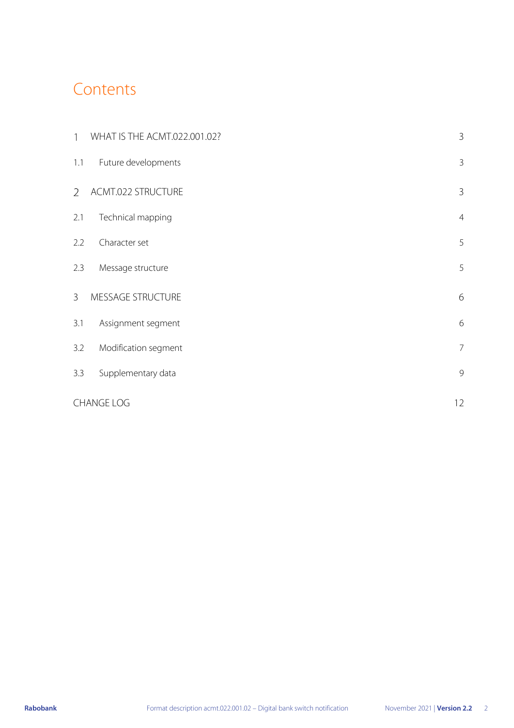# Contents

| | | |
|---|---|---|
| 1 | WHAT IS THE ACMT.022.001.02? | 3 |
| 1.1 | Future developments | 3 |
| 2 | ACMT.022 STRUCTURE | 3 |
| 2.1 | Technical mapping | 4 |
| 2.2 | Character set | 5 |
| 2.3 | Message structure | 5 |
| 3 | MESSAGE STRUCTURE | 6 |
| 3.1 | Assignment segment | 6 |
| 3.2 | Modification segment | 7 |
| 3.3 | Supplementary data | 9 |
| | CHANGE LOG | 12 |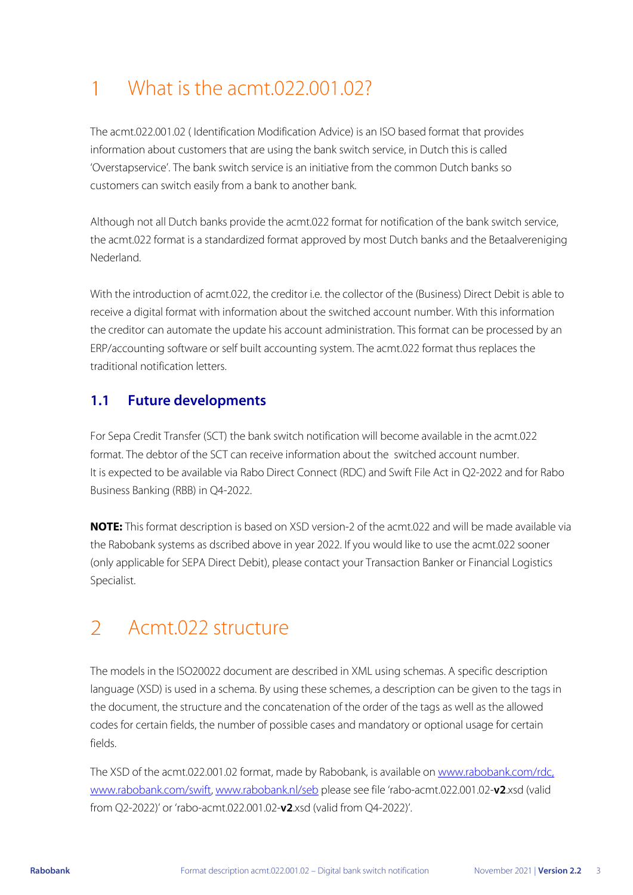# 1 What is the acmt.022.001.02?

The acmt.022.001.02 ( Identification Modification Advice) is an ISO based format that provides information about customers that are using the bank switch service, in Dutch this is called 'Overstapservice'. The bank switch service is an initiative from the common Dutch banks so customers can switch easily from a bank to another bank.

Although not all Dutch banks provide the acmt.022 format for notification of the bank switch service, the acmt.022 format is a standardized format approved by most Dutch banks and the Betaalvereniging Nederland.

With the introduction of acmt.022, the creditor i.e. the collector of the (Business) Direct Debit is able to receive a digital format with information about the switched account number. With this information the creditor can automate the update his account administration. This format can be processed by an ERP/accounting software or self built accounting system. The acmt.022 format thus replaces the traditional notification letters.

## 1.1 Future developments

For Sepa Credit Transfer (SCT) the bank switch notification will become available in the acmt.022 format. The debtor of the SCT can receive information about the switched account number. It is expected to be available via Rabo Direct Connect (RDC) and Swift File Act in Q2-2022 and for Rabo Business Banking (RBB) in Q4-2022.

**NOTE:** This format description is based on XSD version-2 of the acmt.022 and will be made available via the Rabobank systems as dscribed above in year 2022. If you would like to use the acmt.022 sooner (only applicable for SEPA Direct Debit), please contact your Transaction Banker or Financial Logistics Specialist.

# 2 Acmt.022 structure

The models in the ISO20022 document are described in XML using schemas. A specific description language (XSD) is used in a schema. By using these schemes, a description can be given to the tags in the document, the structure and the concatenation of the order of the tags as well as the allowed codes for certain fields, the number of possible cases and mandatory or optional usage for certain fields.

The XSD of the acmt.022.001.02 format, made by Rabobank, is available on www.rabobank.com/rdc, www.rabobank.com/swift, www.rabobank.nl/seb please see file 'rabo-acmt.022.001.02-**v2**.xsd (valid from Q2-2022)' or 'rabo-acmt.022.001.02-**v2**.xsd (valid from Q4-2022)'.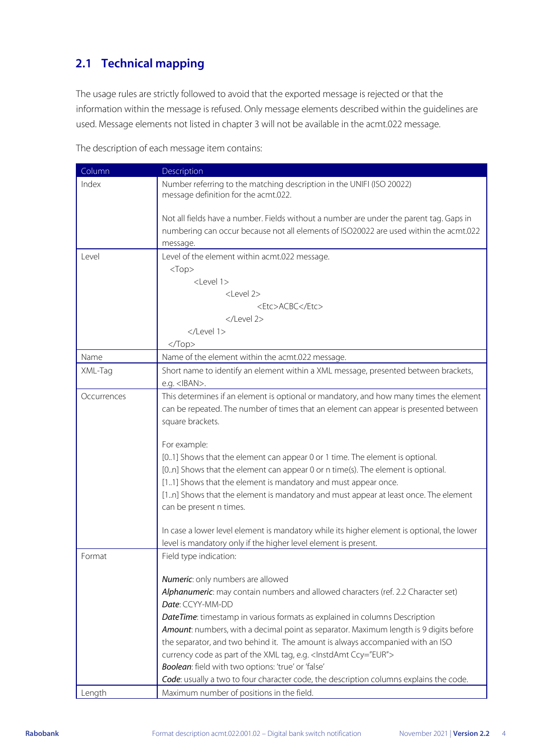## 2.1 Technical mapping

The usage rules are strictly followed to avoid that the exported message is rejected or that the information within the message is refused. Only message elements described within the guidelines are used. Message elements not listed in chapter 3 will not be available in the acmt.022 message.

The description of each message item contains:

| Column | Description |
|---|---|
| Index | Number referring to the matching description in the UNIFI (ISO 20022) message definition for the acmt.022.<br><br>Not all fields have a number. Fields without a number are under the parent tag. Gaps in numbering can occur because not all elements of ISO20022 are used within the acmt.022 message. |
| Level | Level of the element within acmt.022 message.<br>&lt;Top&gt;<br>&lt;Level 1&gt;<br>&lt;Level 2&gt;<br>&lt;Etc&gt;ACBC&lt;/Etc&gt;<br>&lt;/Level 2&gt;<br>&lt;/Level 1&gt;<br>&lt;/Top&gt; |
| Name | Name of the element within the acmt.022 message. |
| XML-Tag | Short name to identify an element within a XML message, presented between brackets, e.g. &lt;IBAN&gt;. |
| Occurrences | This determines if an element is optional or mandatory, and how many times the element can be repeated. The number of times that an element can appear is presented between square brackets.<br><br>For example:<br>[0..1] Shows that the element can appear 0 or 1 time. The element is optional.<br>[0..n] Shows that the element can appear 0 or n time(s). The element is optional.<br>[1..1] Shows that the element is mandatory and must appear once.<br>[1..n] Shows that the element is mandatory and must appear at least once. The element can be present n times.<br><br>In case a lower level element is mandatory while its higher element is optional, the lower level is mandatory only if the higher level element is present. |
| Format | Field type indication:<br><br>***Numeric***: only numbers are allowed<br>***Alphanumeric***: may contain numbers and allowed characters (ref. 2.2 Character set)<br>***Date***: CCYY-MM-DD<br>***DateTime***: timestamp in various formats as explained in columns Description<br>***Amount***: numbers, with a decimal point as separator. Maximum length is 9 digits before the separator, and two behind it. The amount is always accompanied with an ISO currency code as part of the XML tag, e.g. &lt;InstdAmt Ccy="EUR"&gt;<br>***Boolean***: field with two options: 'true' or 'false'<br>***Code***: usually a two to four character code, the description columns explains the code. |
| Length | Maximum number of positions in the field. |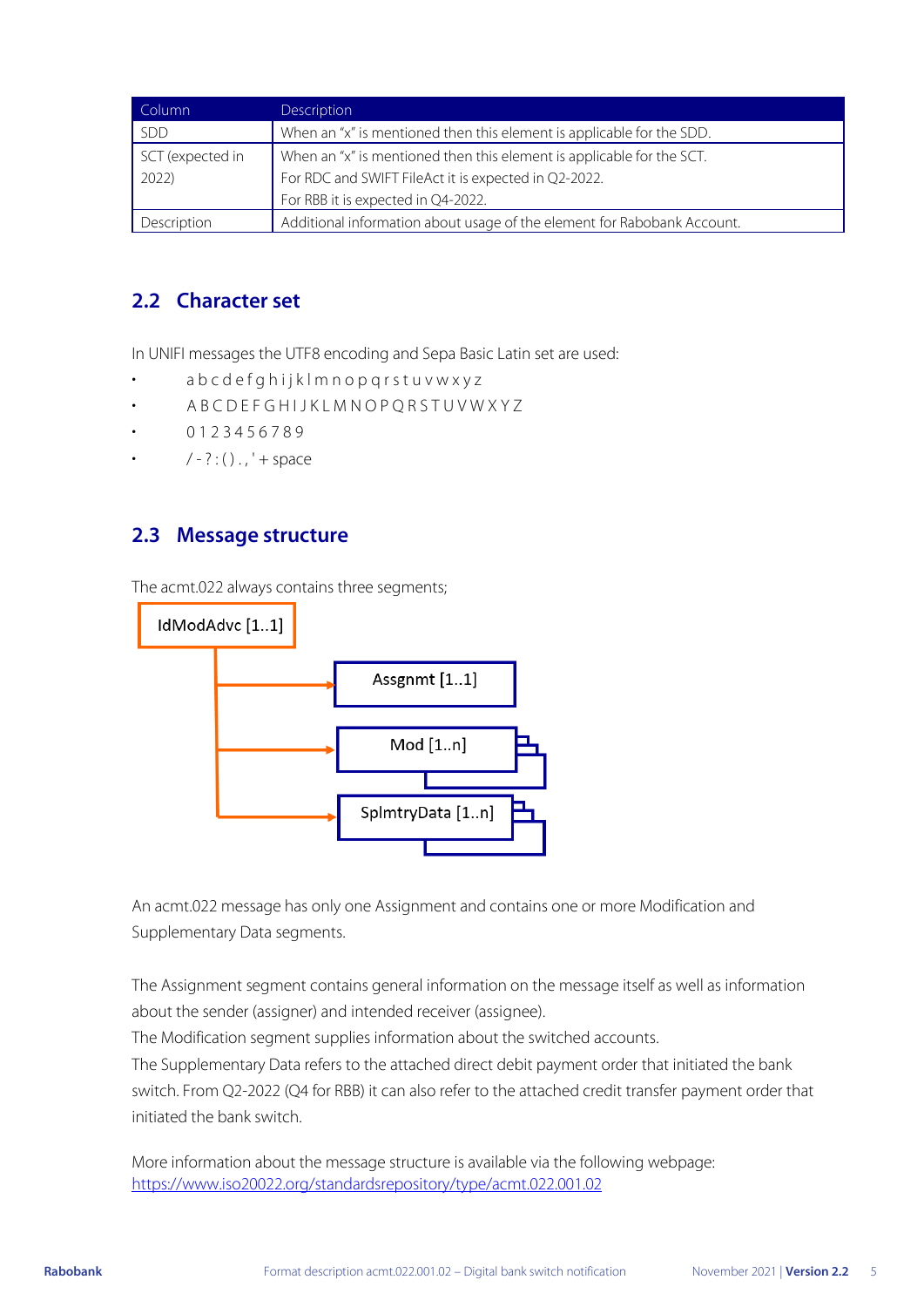| Column | Description |
| --- | --- |
| SDD | When an "x" is mentioned then this element is applicable for the SDD. |
| SCT (expected in 2022) | When an "x" is mentioned then this element is applicable for the SCT.<br>For RDC and SWIFT FileAct it is expected in Q2-2022.<br>For RBB it is expected in Q4-2022. |
| Description | Additional information about usage of the element for Rabobank Account. |

## 2.2 Character set

In UNIFI messages the UTF8 encoding and Sepa Basic Latin set are used:

- a b c d e f g h i j k l m n o p q r s t u v w x y z
- A B C D E F G H I J K L M N O P Q R S T U V W X Y Z
- 0 1 2 3 4 5 6 7 8 9
- / - ? : ( ) . , ' + space

## 2.3 Message structure

The acmt.022 always contains three segments;

IdModAdvc [1..1]
- Assgnmt [1..1]
- Mod [1..n]
- SplmtryData [1..n]

An acmt.022 message has only one Assignment and contains one or more Modification and Supplementary Data segments.

The Assignment segment contains general information on the message itself as well as information about the sender (assigner) and intended receiver (assignee).
The Modification segment supplies information about the switched accounts.
The Supplementary Data refers to the attached direct debit payment order that initiated the bank switch. From Q2-2022 (Q4 for RBB) it can also refer to the attached credit transfer payment order that initiated the bank switch.

More information about the message structure is available via the following webpage:
https://www.iso20022.org/standardsrepository/type/acmt.022.001.02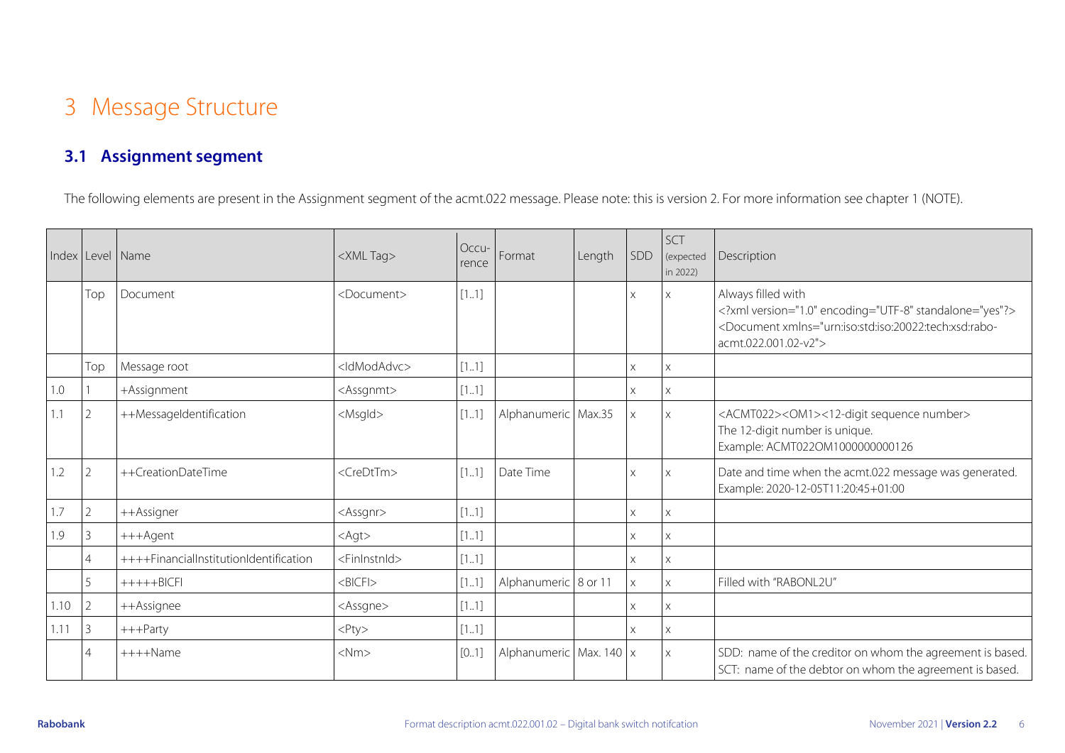# 3 Message Structure

## 3.1 Assignment segment

The following elements are present in the Assignment segment of the acmt.022 message. Please note: this is version 2. For more information see chapter 1 (NOTE).

| Index | Level | Name | <XML Tag> | Occu-rence | Format | Length | SDD | SCT (expected in 2022) | Description |
|---|---|---|---|---|---|---|---|---|---|
| | Top | Document | <Document> | [1..1] | | | x | x | Always filled with <?xml version="1.0" encoding="UTF-8" standalone="yes"?> <Document xmlns="urn:iso:std:iso:20022:tech:xsd:rabo-acmt.022.001.02-v2"> |
| | Top | Message root | <IdModAdvc> | [1..1] | | | x | x | |
| 1.0 | 1 | +Assignment | <Assgnmt> | [1..1] | | | x | x | |
| 1.1 | 2 | ++MessageIdentification | <MsgId> | [1..1] | Alphanumeric | Max.35 | x | x | <ACMT022><OM1><12-digit sequence number> The 12-digit number is unique. Example: ACMT022OM1000000000126 |
| 1.2 | 2 | ++CreationDateTime | <CreDtTm> | [1..1] | Date Time | | x | x | Date and time when the acmt.022 message was generated. Example: 2020-12-05T11:20:45+01:00 |
| 1.7 | 2 | ++Assigner | <Assgnr> | [1..1] | | | x | x | |
| 1.9 | 3 | +++Agent | <Agt> | [1..1] | | | x | x | |
| | 4 | ++++FinancialInstitutionIdentification | <FinInstnId> | [1..1] | | | x | x | |
| | 5 | +++++BICFI | <BICFI> | [1..1] | Alphanumeric | 8 or 11 | x | x | Filled with "RABONL2U" |
| 1.10 | 2 | ++Assignee | <Assgne> | [1..1] | | | x | x | |
| 1.11 | 3 | +++Party | <Pty> | [1..1] | | | x | x | |
| | 4 | ++++Name | <Nm> | [0..1] | Alphanumeric | Max. 140 | x | x | SDD: name of the creditor on whom the agreement is based. SCT: name of the debtor on whom the agreement is based. |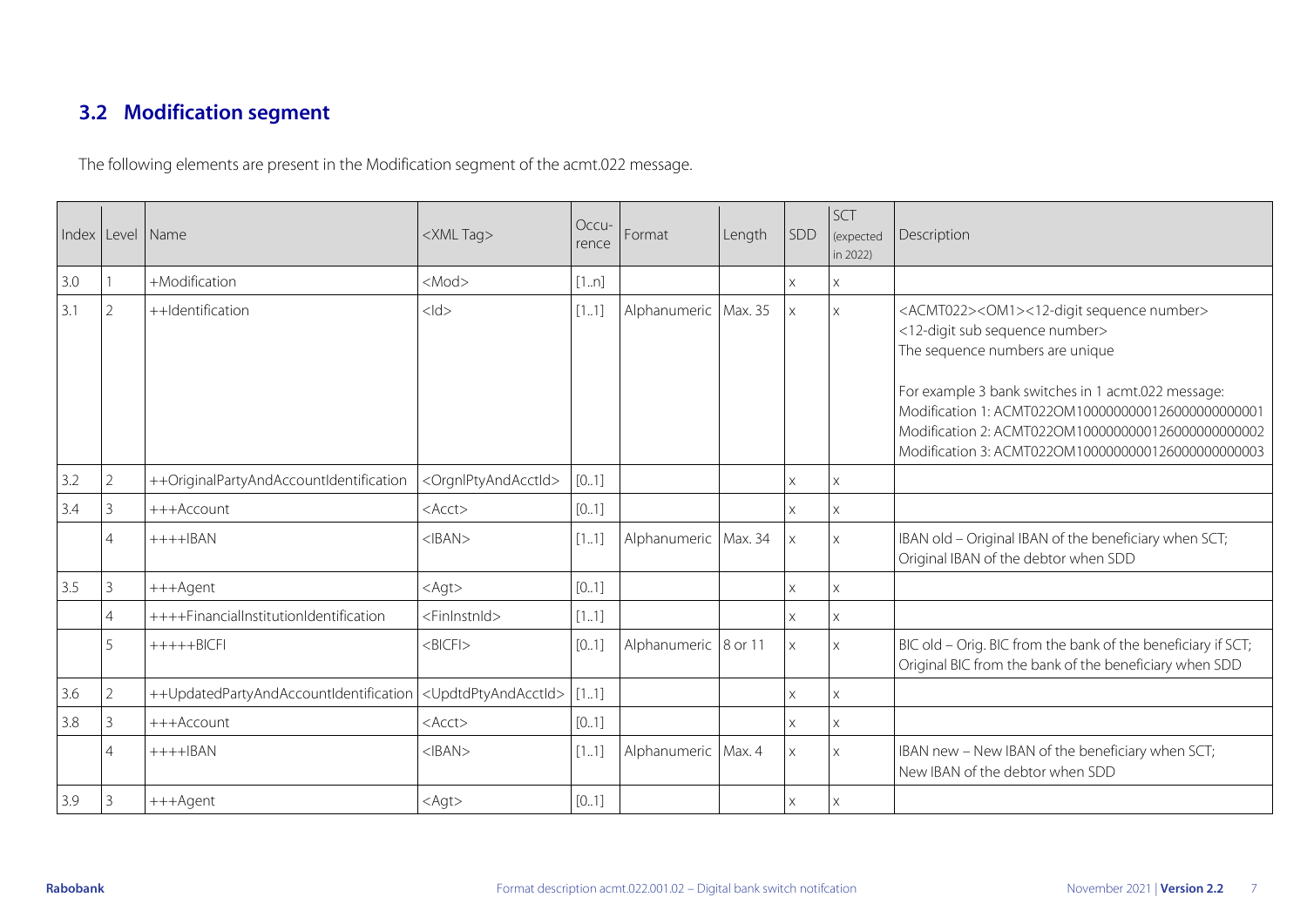## 3.2 Modification segment

The following elements are present in the Modification segment of the acmt.022 message.

| Index | Level | Name | <XML Tag> | Occu-rence | Format | Length | SDD | SCT (expected in 2022) | Description |
|---|---|---|---|---|---|---|---|---|---|
| 3.0 | 1 | +Modification | <Mod> | [1..n] | | | x | x | |
| 3.1 | 2 | ++Identification | <Id> | [1..1] | Alphanumeric | Max. 35 | x | x | <ACMT022><OM1><12-digit sequence number><12-digit sub sequence number><br>The sequence numbers are unique<br><br>For example 3 bank switches in 1 acmt.022 message:<br>Modification 1: ACMT022OM1000000000126000000000001<br>Modification 2: ACMT022OM1000000000126000000000002<br>Modification 3: ACMT022OM1000000000126000000000003 |
| 3.2 | 2 | ++OriginalPartyAndAccountIdentification | <OrgnlPtyAndAcctId> | [0..1] | | | x | x | |
| 3.4 | 3 | +++Account | <Acct> | [0..1] | | | x | x | |
| | 4 | ++++IBAN | <IBAN> | [1..1] | Alphanumeric | Max. 34 | x | x | IBAN old – Original IBAN of the beneficiary when SCT; Original IBAN of the debtor when SDD |
| 3.5 | 3 | +++Agent | <Agt> | [0..1] | | | x | x | |
| | 4 | ++++FinancialInstitutionIdentification | <FinInstnId> | [1..1] | | | x | x | |
| | 5 | +++++BICFI | <BICFI> | [0..1] | Alphanumeric | 8 or 11 | x | x | BIC old – Orig. BIC from the bank of the beneficiary if SCT; Original BIC from the bank of the beneficiary when SDD |
| 3.6 | 2 | ++UpdatedPartyAndAccountIdentification | <UpdtdPtyAndAcctId> | [1..1] | | | x | x | |
| 3.8 | 3 | +++Account | <Acct> | [0..1] | | | x | x | |
| | 4 | ++++IBAN | <IBAN> | [1..1] | Alphanumeric | Max. 4 | x | x | IBAN new – New IBAN of the beneficiary when SCT; New IBAN of the debtor when SDD |
| 3.9 | 3 | +++Agent | <Agt> | [0..1] | | | x | x | |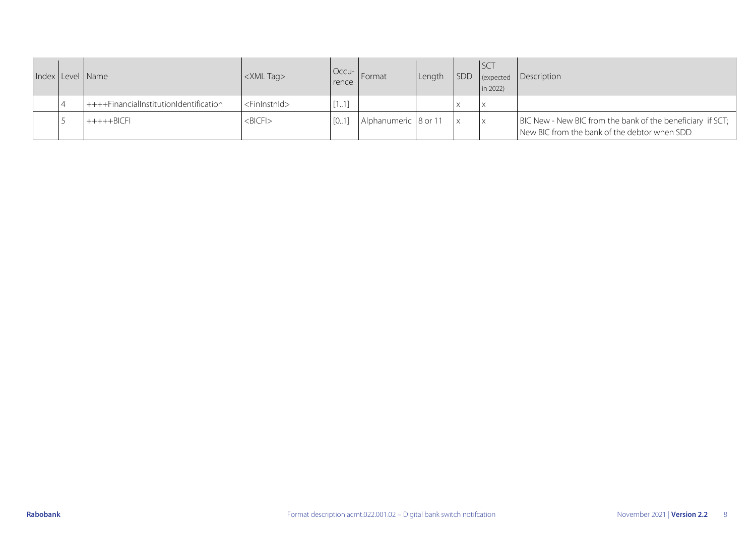| Index | Level | Name | <XML Tag> | Occu-rence | Format | Length | SDD | SCT (expected in 2022) | Description |
|---|---|---|---|---|---|---|---|---|---|
| | 4 | ++++FinancialInstitutionIdentification | <FinInstnId> | [1..1] | | | x | x | |
| | 5 | +++++BICFI | <BICFI> | [0..1] | Alphanumeric | 8 or 11 | x | x | BIC New - New BIC from the bank of the beneficiary if SCT; New BIC from the bank of the debtor when SDD |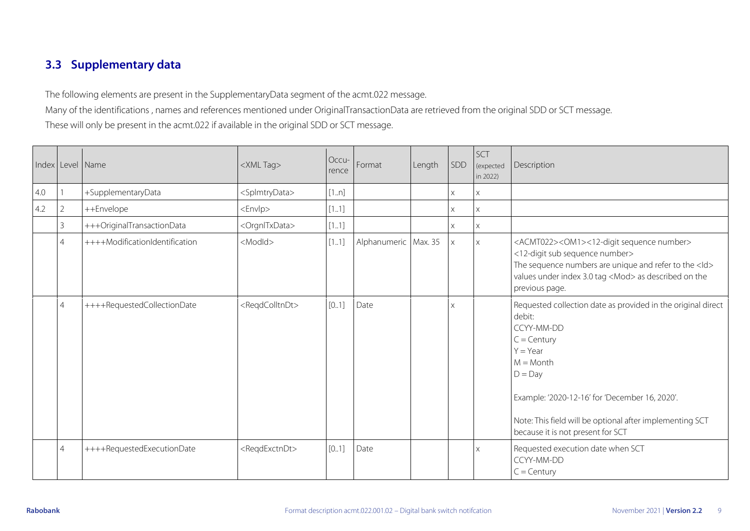## 3.3 Supplementary data

The following elements are present in the SupplementaryData segment of the acmt.022 message.

Many of the identifications , names and references mentioned under OriginalTransactionData are retrieved from the original SDD or SCT message.

These will only be present in the acmt.022 if available in the original SDD or SCT message.

| Index | Level | Name | <XML Tag> | Occu-rence | Format | Length | SDD | SCT (expected in 2022) | Description |
|---|---|---|---|---|---|---|---|---|---|
| 4.0 | 1 | +SupplementaryData | <SplmtryData> | [1..n] | | | x | x | |
| 4.2 | 2 | ++Envelope | <Envlp> | [1..1] | | | x | x | |
| | 3 | +++OriginalTransactionData | <OrgnlTxData> | [1..1] | | | x | x | |
| | 4 | ++++ModificationIdentification | <ModId> | [1..1] | Alphanumeric | Max. 35 | x | x | <ACMT022><OM1><12-digit sequence number><12-digit sub sequence number><br>The sequence numbers are unique and refer to the <Id> values under index 3.0 tag <Mod> as described on the previous page. |
| | 4 | ++++RequestedCollectionDate | <ReqdColltnDt> | [0..1] | Date | | x | | Requested collection date as provided in the original direct debit:<br>CCYY-MM-DD<br>C = Century<br>Y = Year<br>M = Month<br>D = Day<br><br>Example: '2020-12-16' for 'December 16, 2020'.<br><br>Note: This field will be optional after implementing SCT because it is not present for SCT |
| | 4 | ++++RequestedExecutionDate | <ReqdExctnDt> | [0..1] | Date | | | x | Requested execution date when SCT<br>CCYY-MM-DD<br>C = Century |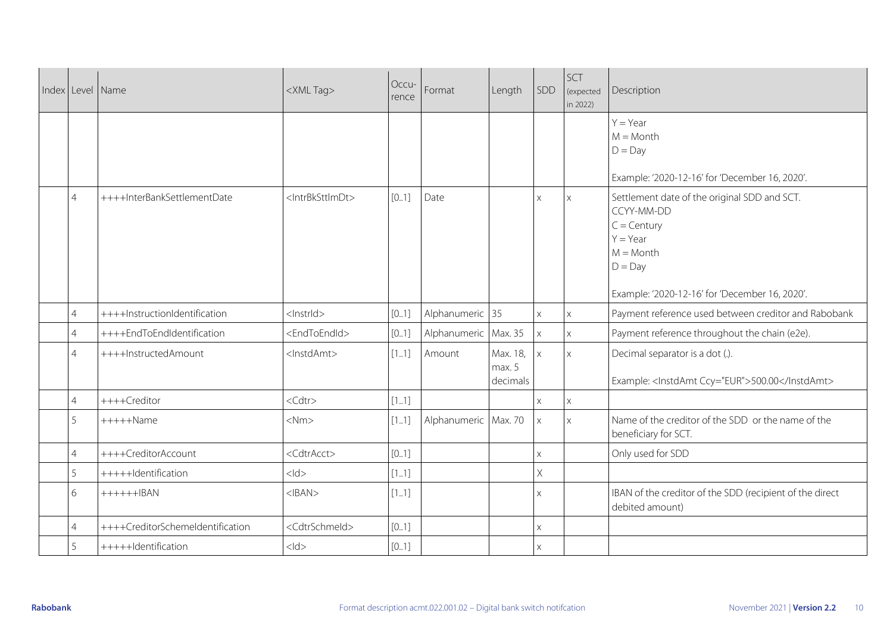| Index | Level | Name | <XML Tag> | Occu-rence | Format | Length | SDD | SCT (expected in 2022) | Description |
|---|---|---|---|---|---|---|---|---|---|
| | | | | | | | | | Y = Year<br>M = Month<br>D = Day<br><br>Example: '2020-12-16' for 'December 16, 2020'. |
| | 4 | ++++InterBankSettlementDate | <IntrBkSttlmDt> | [0..1] | Date | | x | x | Settlement date of the original SDD and SCT.<br>CCYY-MM-DD<br>C = Century<br>Y = Year<br>M = Month<br>D = Day<br><br>Example: '2020-12-16' for 'December 16, 2020'. |
| | 4 | ++++InstructionIdentification | <InstrId> | [0..1] | Alphanumeric | 35 | x | x | Payment reference used between creditor and Rabobank |
| | 4 | ++++EndToEndIdentification | <EndToEndId> | [0..1] | Alphanumeric | Max. 35 | x | x | Payment reference throughout the chain (e2e). |
| | 4 | ++++InstructedAmount | <InstdAmt> | [1..1] | Amount | Max. 18, max. 5 decimals | x | x | Decimal separator is a dot (.).<br><br>Example: <InstdAmt Ccy="EUR">500.00</InstdAmt> |
| | 4 | ++++Creditor | <Cdtr> | [1..1] | | | x | x | |
| | 5 | +++++Name | <Nm> | [1..1] | Alphanumeric | Max. 70 | x | x | Name of the creditor of the SDD or the name of the beneficiary for SCT. |
| | 4 | ++++CreditorAccount | <CdtrAcct> | [0..1] | | | x | | Only used for SDD |
| | 5 | +++++Identification | <Id> | [1..1] | | | X | | |
| | 6 | ++++++IBAN | <IBAN> | [1..1] | | | x | | IBAN of the creditor of the SDD (recipient of the direct debited amount) |
| | 4 | ++++CreditorSchemeIdentification | <CdtrSchmeId> | [0..1] | | | x | | |
| | 5 | +++++Identification | <Id> | [0..1] | | | x | | |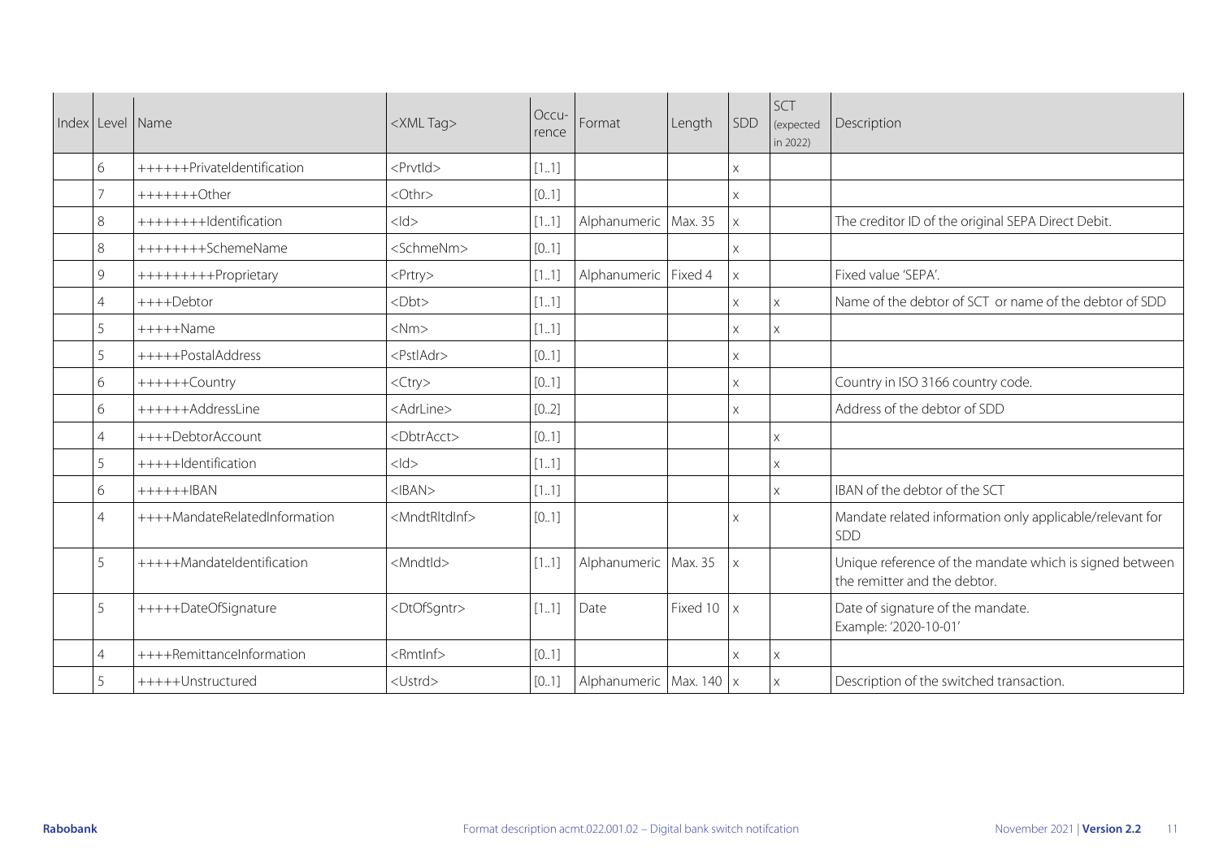| Index | Level | Name | <XML Tag> | Occu-rence | Format | Length | SDD | SCT (expected in 2022) | Description |
|---|---|---|---|---|---|---|---|---|---|
| | 6 | ++++++PrivateIdentification | <PrvtId> | [1..1] | | | x | | |
| | 7 | +++++++Other | <Othr> | [0..1] | | | x | | |
| | 8 | ++++++++Identification | <Id> | [1..1] | Alphanumeric | Max. 35 | x | | The creditor ID of the original SEPA Direct Debit. |
| | 8 | ++++++++SchemeName | <SchmeNm> | [0..1] | | | x | | |
| | 9 | +++++++++Proprietary | <Prtry> | [1..1] | Alphanumeric | Fixed 4 | x | | Fixed value 'SEPA'. |
| | 4 | ++++Debtor | <Dbt> | [1..1] | | | x | x | Name of the debtor of SCT or name of the debtor of SDD |
| | 5 | +++++Name | <Nm> | [1..1] | | | x | x | |
| | 5 | +++++PostalAddress | <PstlAdr> | [0..1] | | | x | | |
| | 6 | ++++++Country | <Ctry> | [0..1] | | | x | | Country in ISO 3166 country code. |
| | 6 | ++++++AddressLine | <AdrLine> | [0..2] | | | x | | Address of the debtor of SDD |
| | 4 | ++++DebtorAccount | <DbtrAcct> | [0..1] | | | | x | |
| | 5 | +++++Identification | <Id> | [1..1] | | | | x | |
| | 6 | ++++++IBAN | <IBAN> | [1..1] | | | | x | IBAN of the debtor of the SCT |
| | 4 | ++++MandateRelatedInformation | <MndtRltdInf> | [0..1] | | | x | | Mandate related information only applicable/relevant for SDD |
| | 5 | +++++MandateIdentification | <MndtId> | [1..1] | Alphanumeric | Max. 35 | x | | Unique reference of the mandate which is signed between the remitter and the debtor. |
| | 5 | +++++DateOfSignature | <DtOfSgntr> | [1..1] | Date | Fixed 10 | x | | Date of signature of the mandate. Example: '2020-10-01' |
| | 4 | ++++RemittanceInformation | <RmtInf> | [0..1] | | | x | x | |
| | 5 | +++++Unstructured | <Ustrd> | [0..1] | Alphanumeric | Max. 140 | x | x | Description of the switched transaction. |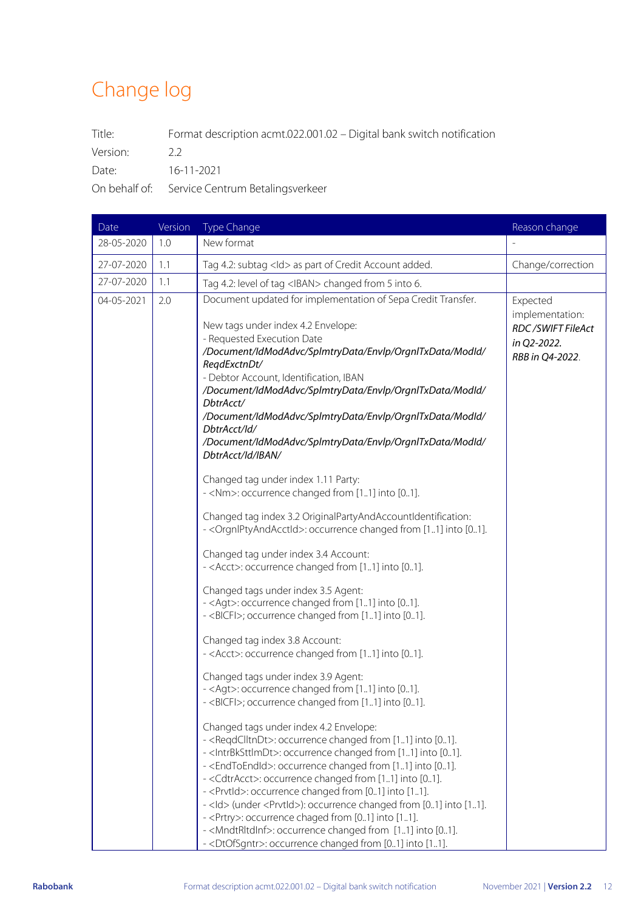# Change log

Title: Format description acmt.022.001.02 – Digital bank switch notification

Version: 2.2

Date: 16-11-2021

On behalf of: Service Centrum Betalingsverkeer

| Date | Version | Type Change | Reason change |
|---|---|---|---|
| 28-05-2020 | 1.0 | New format | - |
| 27-07-2020 | 1.1 | Tag 4.2: subtag <Id> as part of Credit Account added. | Change/correction |
| 27-07-2020 | 1.1 | Tag 4.2: level of tag <IBAN> changed from 5 into 6. | |
| 04-05-2021 | 2.0 | Document updated for implementation of Sepa Credit Transfer.<br><br>New tags under index 4.2 Envelope:<br>- Requested Execution Date<br>*/Document/IdModAdvc/SplmtryData/Envlp/OrgnlTxData/ModId/ReqdExctnDt/*<br>- Debtor Account, Identification, IBAN<br>*/Document/IdModAdvc/SplmtryData/Envlp/OrgnlTxData/ModId/DbtrAcct/*<br>*/Document/IdModAdvc/SplmtryData/Envlp/OrgnlTxData/ModId/DbtrAcct/Id/*<br>*/Document/IdModAdvc/SplmtryData/Envlp/OrgnlTxData/ModId/DbtrAcct/Id/IBAN/*<br><br>Changed tag under index 1.11 Party:<br>- <Nm>: occurrence changed from [1..1] into [0..1].<br><br>Changed tag index 3.2 OriginalPartyAndAccountIdentification:<br>- <OrgnlPtyAndAcctId>: occurrence changed from [1..1] into [0..1].<br><br>Changed tag under index 3.4 Account:<br>- <Acct>: occurrence changed from [1..1] into [0..1].<br><br>Changed tags under index 3.5 Agent:<br>- <Agt>: occurrence changed from [1..1] into [0..1].<br>- <BICFI>; occurrence changed from [1..1] into [0..1].<br><br>Changed tag index 3.8 Account:<br>- <Acct>: occurrence changed from [1..1] into [0..1].<br><br>Changed tags under index 3.9 Agent:<br>- <Agt>: occurrence changed from [1..1] into [0..1].<br>- <BICFI>; occurrence changed from [1..1] into [0..1].<br><br>Changed tags under index 4.2 Envelope:<br>- <ReqdClltnDt>: occurrence changed from [1..1] into [0..1].<br>- <IntrBkSttlmDt>: occurrence changed from [1..1] into [0..1].<br>- <EndToEndId>: occurrence changed from [1..1] into [0..1].<br>- <CdtrAcct>: occurrence changed from [1..1] into [0..1].<br>- <PrvtId>: occurrence changed from [0..1] into [1..1].<br>- <Id> (under <PrvtId>): occurrence changed from [0..1] into [1..1].<br>- <Prtry>: occurrence chaged from [0..1] into [1..1].<br>- <MndtRltdInf>: occurrence changed from [1..1] into [0..1].<br>- <DtOfSgntr>: occurrence changed from [0..1] into [1..1]. | Expected implementation:<br>*RDC /SWIFT FileAct in Q2-2022.*<br>*RBB in Q4-2022.* |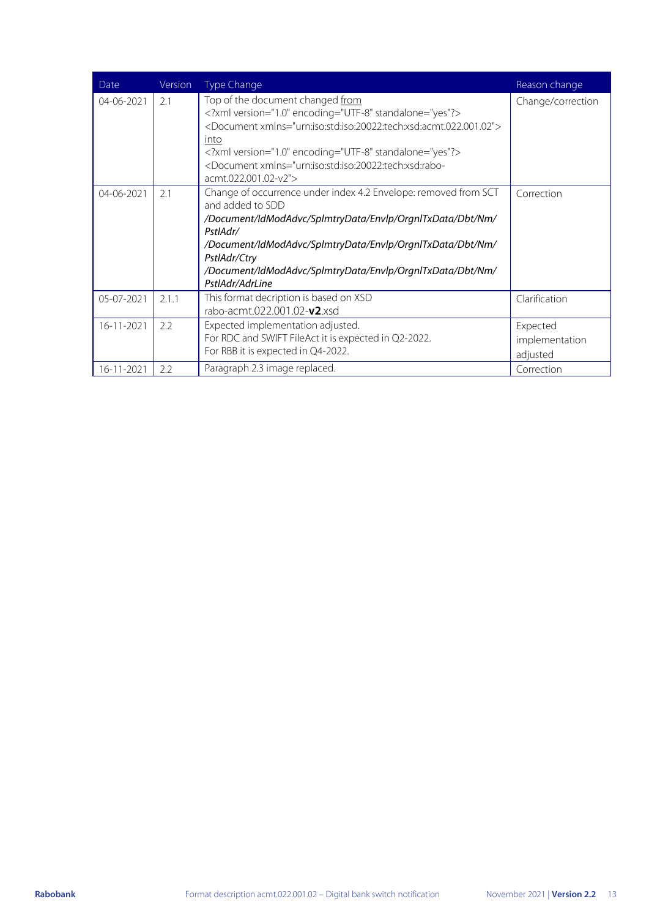| Date | Version | Type Change | Reason change |
|---|---|---|---|
| 04-06-2021 | 2.1 | Top of the document changed <u>from</u><br><?xml version="1.0" encoding="UTF-8" standalone="yes"?><br><Document xmlns="urn:iso:std:iso:20022:tech:xsd:acmt.022.001.02"><br><u>into</u><br><?xml version="1.0" encoding="UTF-8" standalone="yes"?><br><Document xmlns="urn:iso:std:iso:20022:tech:xsd:rabo-acmt.022.001.02-v2"> | Change/correction |
| 04-06-2021 | 2.1 | Change of occurrence under index 4.2 Envelope: removed from SCT and added to SDD<br>***/Document/IdModAdvc/SplmtryData/Envlp/OrgnlTxData/Dbt/Nm/PstlAdr/***<br>***/Document/IdModAdvc/SplmtryData/Envlp/OrgnlTxData/Dbt/Nm/PstlAdr/Ctry***<br>***/Document/IdModAdvc/SplmtryData/Envlp/OrgnlTxData/Dbt/Nm/PstlAdr/AdrLine*** | Correction |
| 05-07-2021 | 2.1.1 | This format decription is based on XSD<br>rabo-acmt.022.001.02-**v2**.xsd | Clarification |
| 16-11-2021 | 2.2 | Expected implementation adjusted.<br>For RDC and SWIFT FileAct it is expected in Q2-2022.<br>For RBB it is expected in Q4-2022. | Expected implementation adjusted |
| 16-11-2021 | 2.2 | Paragraph 2.3 image replaced. | Correction |